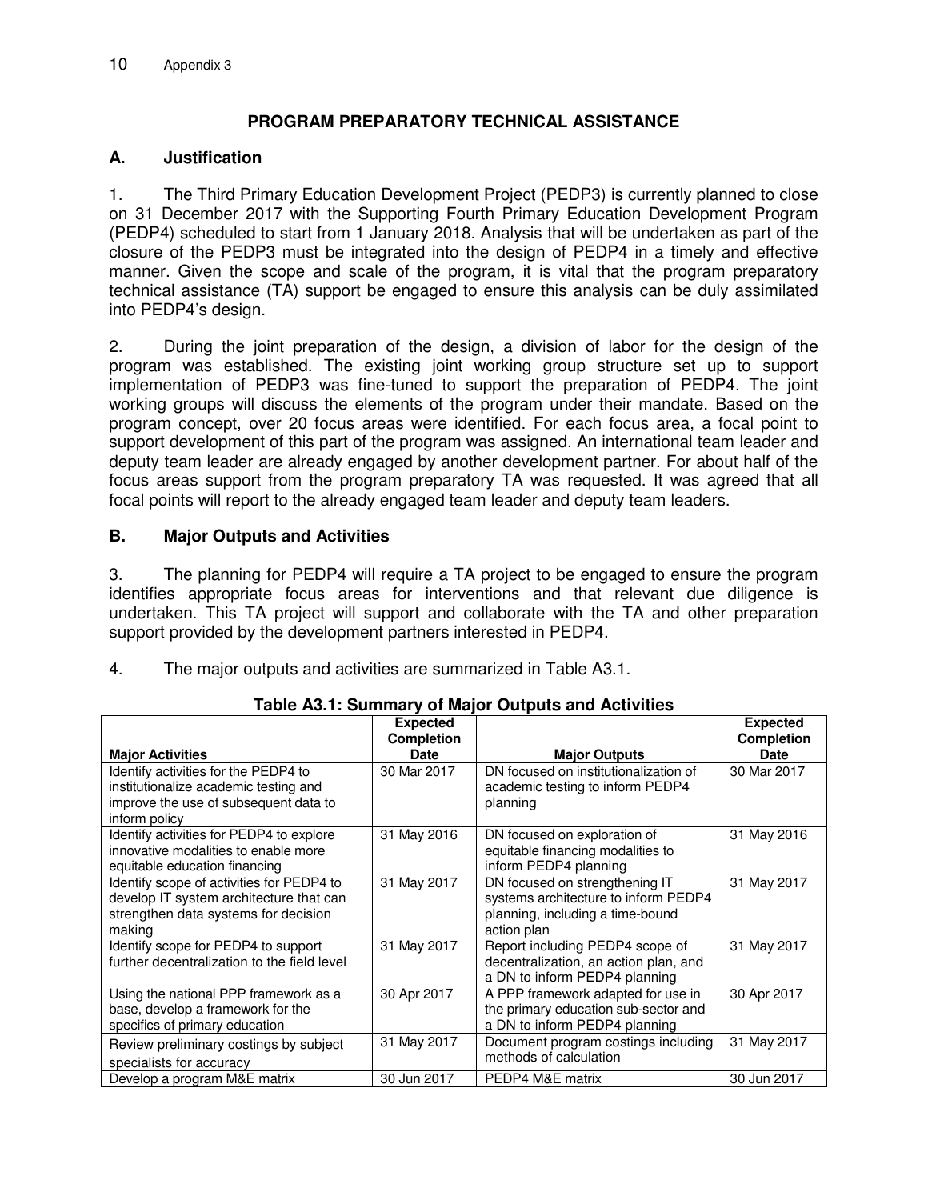## PROGRAM PREPARATORY TECHNICAL ASSISTANCE

### A. Justification

1. The Third Primary Education Development Project (PEDP3) is currently planned to close on 31 December 2017 with the Supporting Fourth Primary Education Development Program (PEDP4) scheduled to start from 1 January 2018. Analysis that will be undertaken as part of the closure of the PEDP3 must be integrated into the design of PEDP4 in a timely and effective manner. Given the scope and scale of the program, it is vital that the program preparatory technical assistance (TA) support be engaged to ensure this analysis can be duly assimilated into PEDP4's design.

2. During the joint preparation of the design, a division of labor for the design of the program was established. The existing joint working group structure set up to support implementation of PEDP3 was fine-tuned to support the preparation of PEDP4. The joint working groups will discuss the elements of the program under their mandate. Based on the program concept, over 20 focus areas were identified. For each focus area, a focal point to support development of this part of the program was assigned. An international team leader and deputy team leader are already engaged by another development partner. For about half of the focus areas support from the program preparatory TA was requested. It was agreed that all focal points will report to the already engaged team leader and deputy team leaders.

### B. Major Outputs and Activities

3. The planning for PEDP4 will require a TA project to be engaged to ensure the program identifies appropriate focus areas for interventions and that relevant due diligence is undertaken. This TA project will support and collaborate with the TA and other preparation support provided by the development partners interested in PEDP4.

4. The major outputs and activities are summarized in Table A3.1.

**Table A3.1: Summary of Major Outputs and Activities**

| Major Activities | Expected Completion Date | Major Outputs | Expected Completion Date |
|---|---|---|---|
| Identify activities for the PEDP4 to institutionalize academic testing and improve the use of subsequent data to inform policy | 30 Mar 2017 | DN focused on institutionalization of academic testing to inform PEDP4 planning | 30 Mar 2017 |
| Identify activities for PEDP4 to explore innovative modalities to enable more equitable education financing | 31 May 2016 | DN focused on exploration of equitable financing modalities to inform PEDP4 planning | 31 May 2016 |
| Identify scope of activities for PEDP4 to develop IT system architecture that can strengthen data systems for decision making | 31 May 2017 | DN focused on strengthening IT systems architecture to inform PEDP4 planning, including a time-bound action plan | 31 May 2017 |
| Identify scope for PEDP4 to support further decentralization to the field level | 31 May 2017 | Report including PEDP4 scope of decentralization, an action plan, and a DN to inform PEDP4 planning | 31 May 2017 |
| Using the national PPP framework as a base, develop a framework for the specifics of primary education | 30 Apr 2017 | A PPP framework adapted for use in the primary education sub-sector and a DN to inform PEDP4 planning | 30 Apr 2017 |
| Review preliminary costings by subject specialists for accuracy | 31 May 2017 | Document program costings including methods of calculation | 31 May 2017 |
| Develop a program M&E matrix | 30 Jun 2017 | PEDP4 M&E matrix | 30 Jun 2017 |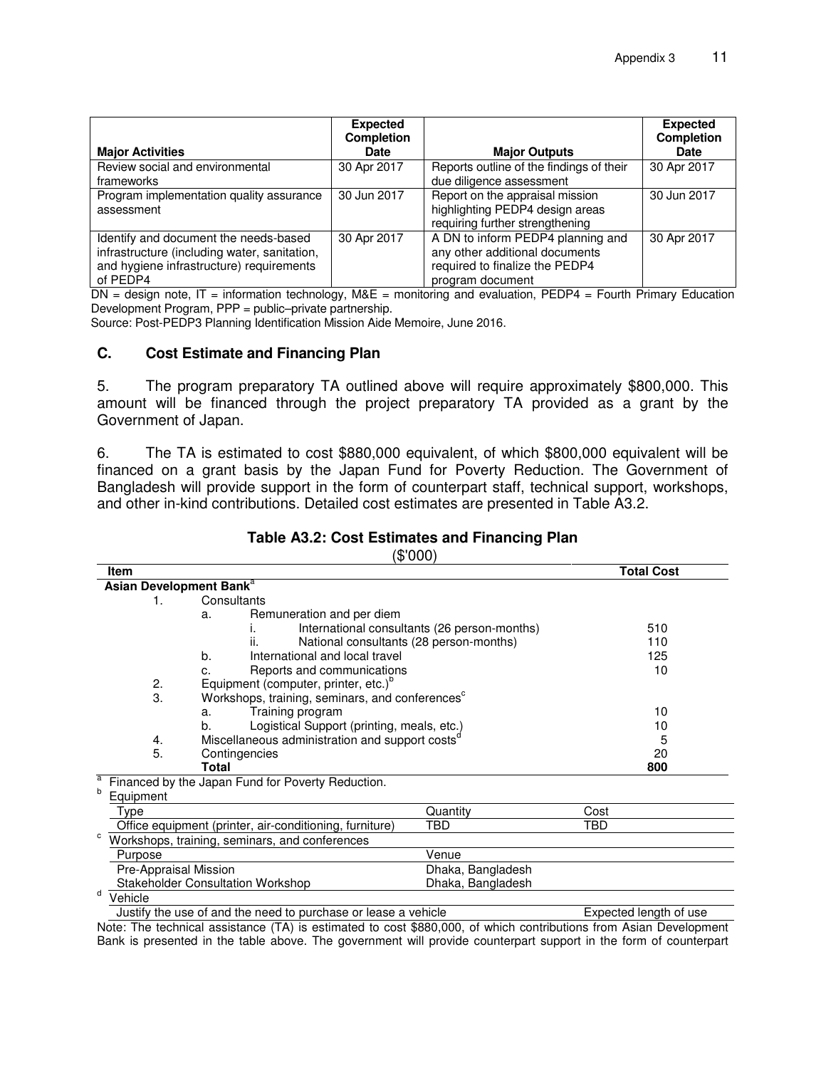| Major Activities | Expected Completion Date | Major Outputs | Expected Completion Date |
|---|---|---|---|
| Review social and environmental frameworks | 30 Apr 2017 | Reports outline of the findings of their due diligence assessment | 30 Apr 2017 |
| Program implementation quality assurance assessment | 30 Jun 2017 | Report on the appraisal mission highlighting PEDP4 design areas requiring further strengthening | 30 Jun 2017 |
| Identify and document the needs-based infrastructure (including water, sanitation, and hygiene infrastructure) requirements of PEDP4 | 30 Apr 2017 | A DN to inform PEDP4 planning and any other additional documents required to finalize the PEDP4 program document | 30 Apr 2017 |

DN = design note, IT = information technology, M&E = monitoring and evaluation, PEDP4 = Fourth Primary Education Development Program, PPP = public–private partnership.

Source: Post-PEDP3 Planning Identification Mission Aide Memoire, June 2016.

### C. Cost Estimate and Financing Plan

5. The program preparatory TA outlined above will require approximately $800,000. This amount will be financed through the project preparatory TA provided as a grant by the Government of Japan.

6. The TA is estimated to cost $880,000 equivalent, of which $800,000 equivalent will be financed on a grant basis by the Japan Fund for Poverty Reduction. The Government of Bangladesh will provide support in the form of counterpart staff, technical support, workshops, and other in-kind contributions. Detailed cost estimates are presented in Table A3.2.

**Table A3.2: Cost Estimates and Financing Plan**

($'000)

| Item | Total Cost |
|---|---|
| **Asian Development Bank**[a] | |
| 1. Consultants | |
| a. Remuneration and per diem | |
| i. International consultants (26 person-months) | 510 |
| ii. National consultants (28 person-months) | 110 |
| b. International and local travel | 125 |
| c. Reports and communications | 10 |
| 2. Equipment (computer, printer, etc.)[b] | |
| 3. Workshops, training, seminars, and conferences[c] | |
| a. Training program | 10 |
| b. Logistical Support (printing, meals, etc.) | 10 |
| 4. Miscellaneous administration and support costs[d] | 5 |
| 5. Contingencies | 20 |
| **Total** | **800** |

[a] Financed by the Japan Fund for Poverty Reduction.

[b] Equipment

| Type | Quantity | Cost |
|---|---|---|
| Office equipment (printer, air-conditioning, furniture) | TBD | TBD |

[c] Workshops, training, seminars, and conferences

| Purpose | Venue |
|---|---|
| Pre-Appraisal Mission | Dhaka, Bangladesh |
| Stakeholder Consultation Workshop | Dhaka, Bangladesh |

[d] Vehicle

| Justify the use of and the need to purchase or lease a vehicle | Expected length of use |
|---|---|

Note: The technical assistance (TA) is estimated to cost $880,000, of which contributions from Asian Development Bank is presented in the table above. The government will provide counterpart support in the form of counterpart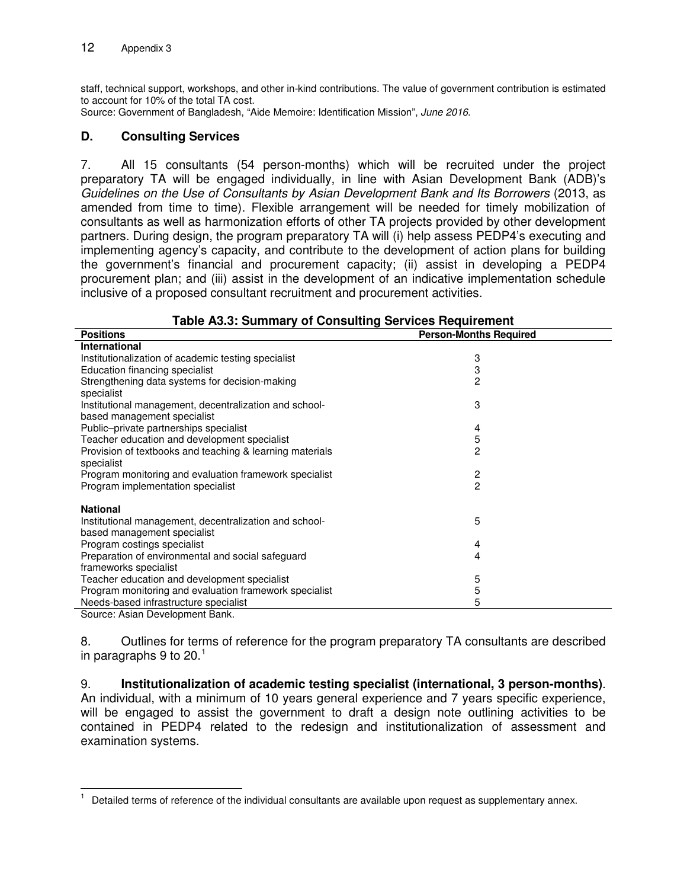staff, technical support, workshops, and other in-kind contributions. The value of government contribution is estimated to account for 10% of the total TA cost.
Source: Government of Bangladesh, "Aide Memoire: Identification Mission", *June 2016*.

### D. Consulting Services

7. All 15 consultants (54 person-months) which will be recruited under the project preparatory TA will be engaged individually, in line with Asian Development Bank (ADB)'s *Guidelines on the Use of Consultants by Asian Development Bank and Its Borrowers* (2013, as amended from time to time). Flexible arrangement will be needed for timely mobilization of consultants as well as harmonization efforts of other TA projects provided by other development partners. During design, the program preparatory TA will (i) help assess PEDP4's executing and implementing agency's capacity, and contribute to the development of action plans for building the government's financial and procurement capacity; (ii) assist in developing a PEDP4 procurement plan; and (iii) assist in the development of an indicative implementation schedule inclusive of a proposed consultant recruitment and procurement activities.

**Table A3.3: Summary of Consulting Services Requirement**

| Positions | Person-Months Required |
|---|---|
| **International** | |
| Institutionalization of academic testing specialist | 3 |
| Education financing specialist | 3 |
| Strengthening data systems for decision-making specialist | 2 |
| Institutional management, decentralization and school-based management specialist | 3 |
| Public–private partnerships specialist | 4 |
| Teacher education and development specialist | 5 |
| Provision of textbooks and teaching & learning materials specialist | 2 |
| Program monitoring and evaluation framework specialist | 2 |
| Program implementation specialist | 2 |
| **National** | |
| Institutional management, decentralization and school-based management specialist | 5 |
| Program costings specialist | 4 |
| Preparation of environmental and social safeguard frameworks specialist | 4 |
| Teacher education and development specialist | 5 |
| Program monitoring and evaluation framework specialist | 5 |
| Needs-based infrastructure specialist | 5 |

Source: Asian Development Bank.

8. Outlines for terms of reference for the program preparatory TA consultants are described in paragraphs 9 to 20.[1]

9. **Institutionalization of academic testing specialist (international, 3 person-months)**. An individual, with a minimum of 10 years general experience and 7 years specific experience, will be engaged to assist the government to draft a design note outlining activities to be contained in PEDP4 related to the redesign and institutionalization of assessment and examination systems.

[1] Detailed terms of reference of the individual consultants are available upon request as supplementary annex.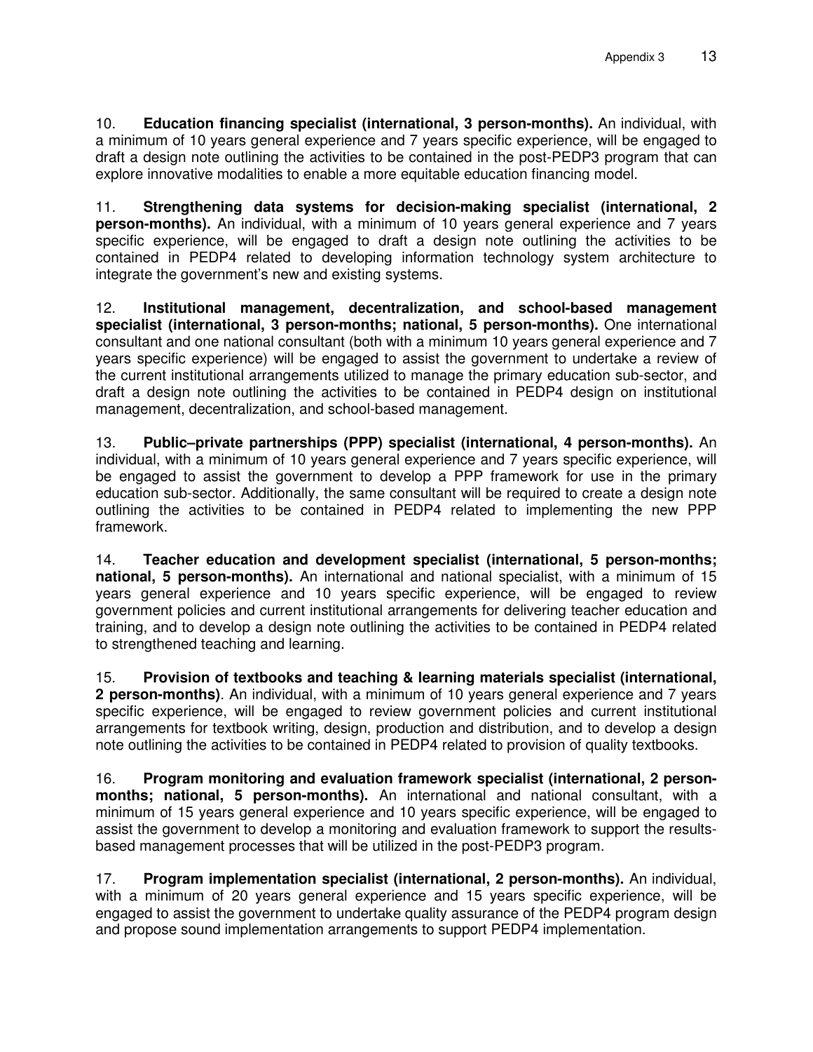10. **Education financing specialist (international, 3 person-months).** An individual, with a minimum of 10 years general experience and 7 years specific experience, will be engaged to draft a design note outlining the activities to be contained in the post-PEDP3 program that can explore innovative modalities to enable a more equitable education financing model.

11. **Strengthening data systems for decision-making specialist (international, 2 person-months).** An individual, with a minimum of 10 years general experience and 7 years specific experience, will be engaged to draft a design note outlining the activities to be contained in PEDP4 related to developing information technology system architecture to integrate the government's new and existing systems.

12. **Institutional management, decentralization, and school-based management specialist (international, 3 person-months; national, 5 person-months).** One international consultant and one national consultant (both with a minimum 10 years general experience and 7 years specific experience) will be engaged to assist the government to undertake a review of the current institutional arrangements utilized to manage the primary education sub-sector, and draft a design note outlining the activities to be contained in PEDP4 design on institutional management, decentralization, and school-based management.

13. **Public–private partnerships (PPP) specialist (international, 4 person-months).** An individual, with a minimum of 10 years general experience and 7 years specific experience, will be engaged to assist the government to develop a PPP framework for use in the primary education sub-sector. Additionally, the same consultant will be required to create a design note outlining the activities to be contained in PEDP4 related to implementing the new PPP framework.

14. **Teacher education and development specialist (international, 5 person-months; national, 5 person-months).** An international and national specialist, with a minimum of 15 years general experience and 10 years specific experience, will be engaged to review government policies and current institutional arrangements for delivering teacher education and training, and to develop a design note outlining the activities to be contained in PEDP4 related to strengthened teaching and learning.

15. **Provision of textbooks and teaching & learning materials specialist (international, 2 person-months)**. An individual, with a minimum of 10 years general experience and 7 years specific experience, will be engaged to review government policies and current institutional arrangements for textbook writing, design, production and distribution, and to develop a design note outlining the activities to be contained in PEDP4 related to provision of quality textbooks.

16. **Program monitoring and evaluation framework specialist (international, 2 person-months; national, 5 person-months).** An international and national consultant, with a minimum of 15 years general experience and 10 years specific experience, will be engaged to assist the government to develop a monitoring and evaluation framework to support the results-based management processes that will be utilized in the post-PEDP3 program.

17. **Program implementation specialist (international, 2 person-months).** An individual, with a minimum of 20 years general experience and 15 years specific experience, will be engaged to assist the government to undertake quality assurance of the PEDP4 program design and propose sound implementation arrangements to support PEDP4 implementation.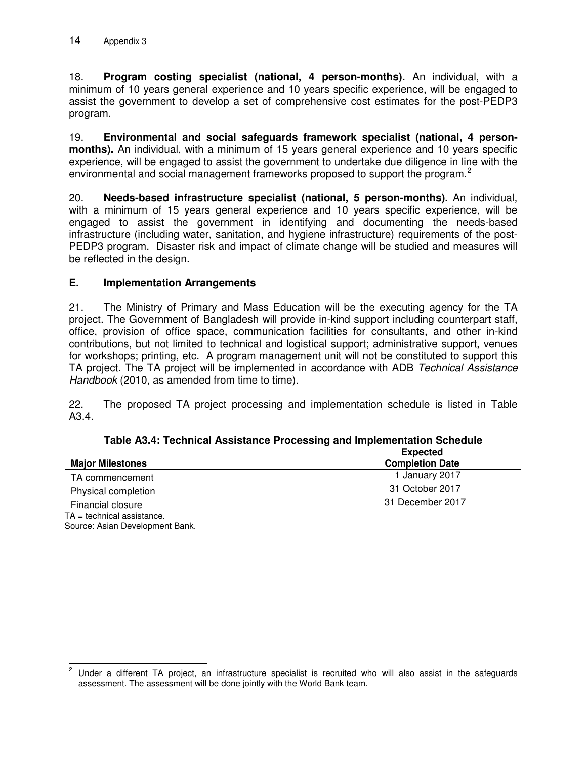18. **Program costing specialist (national, 4 person-months).** An individual, with a minimum of 10 years general experience and 10 years specific experience, will be engaged to assist the government to develop a set of comprehensive cost estimates for the post-PEDP3 program.

19. **Environmental and social safeguards framework specialist (national, 4 person-months).** An individual, with a minimum of 15 years general experience and 10 years specific experience, will be engaged to assist the government to undertake due diligence in line with the environmental and social management frameworks proposed to support the program.[2]

20. **Needs-based infrastructure specialist (national, 5 person-months).** An individual, with a minimum of 15 years general experience and 10 years specific experience, will be engaged to assist the government in identifying and documenting the needs-based infrastructure (including water, sanitation, and hygiene infrastructure) requirements of the post-PEDP3 program. Disaster risk and impact of climate change will be studied and measures will be reflected in the design.

## E. Implementation Arrangements

21. The Ministry of Primary and Mass Education will be the executing agency for the TA project. The Government of Bangladesh will provide in-kind support including counterpart staff, office, provision of office space, communication facilities for consultants, and other in-kind contributions, but not limited to technical and logistical support; administrative support, venues for workshops; printing, etc. A program management unit will not be constituted to support this TA project. The TA project will be implemented in accordance with ADB *Technical Assistance Handbook* (2010, as amended from time to time).

22. The proposed TA project processing and implementation schedule is listed in Table A3.4.

**Table A3.4: Technical Assistance Processing and Implementation Schedule**

| Major Milestones | Expected Completion Date |
|---|---|
| TA commencement | 1 January 2017 |
| Physical completion | 31 October 2017 |
| Financial closure | 31 December 2017 |

TA = technical assistance.
Source: Asian Development Bank.

[2] Under a different TA project, an infrastructure specialist is recruited who will also assist in the safeguards assessment. The assessment will be done jointly with the World Bank team.